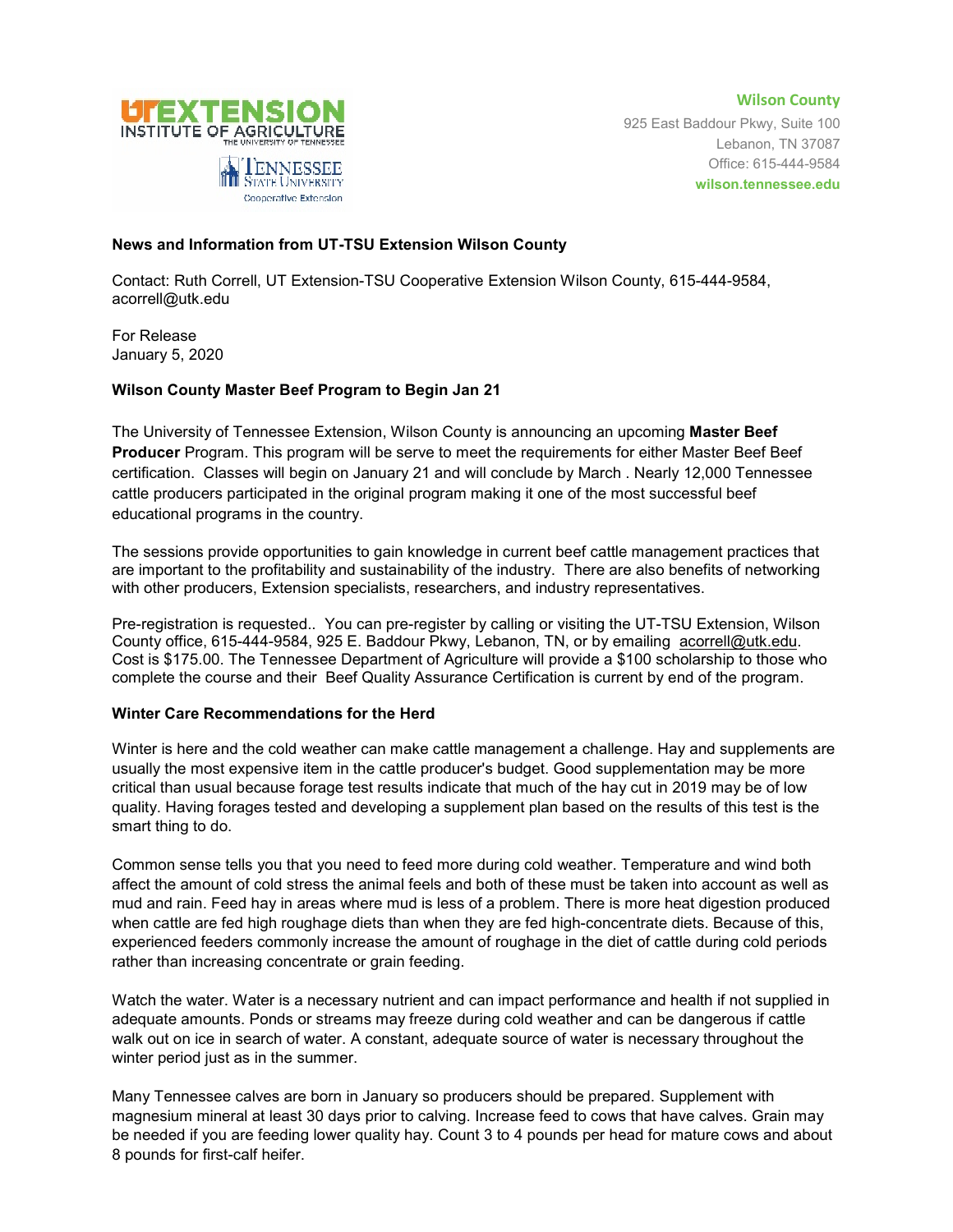UTEXTENSION
INSTITUTE OF AGRICULTURE
THE UNIVERSITY OF TENNESSEE

TENNESSEE STATE UNIVERSITY
Cooperative Extension

**Wilson County**
925 East Baddour Pkwy, Suite 100
Lebanon, TN 37087
Office: 615-444-9584
**wilson.tennessee.edu**

**News and Information from UT-TSU Extension Wilson County**

Contact: Ruth Correll, UT Extension-TSU Cooperative Extension Wilson County, 615-444-9584, acorrell@utk.edu

For Release
January 5, 2020

**Wilson County Master Beef Program to Begin Jan 21**

The University of Tennessee Extension, Wilson County is announcing an upcoming **Master Beef Producer** Program. This program will be serve to meet the requirements for either Master Beef Beef certification. Classes will begin on January 21 and will conclude by March . Nearly 12,000 Tennessee cattle producers participated in the original program making it one of the most successful beef educational programs in the country.

The sessions provide opportunities to gain knowledge in current beef cattle management practices that are important to the profitability and sustainability of the industry. There are also benefits of networking with other producers, Extension specialists, researchers, and industry representatives.

Pre-registration is requested.. You can pre-register by calling or visiting the UT-TSU Extension, Wilson County office, 615-444-9584, 925 E. Baddour Pkwy, Lebanon, TN, or by emailing acorrell@utk.edu. Cost is $175.00. The Tennessee Department of Agriculture will provide a $100 scholarship to those who complete the course and their Beef Quality Assurance Certification is current by end of the program.

**Winter Care Recommendations for the Herd**

Winter is here and the cold weather can make cattle management a challenge. Hay and supplements are usually the most expensive item in the cattle producer's budget. Good supplementation may be more critical than usual because forage test results indicate that much of the hay cut in 2019 may be of low quality. Having forages tested and developing a supplement plan based on the results of this test is the smart thing to do.

Common sense tells you that you need to feed more during cold weather. Temperature and wind both affect the amount of cold stress the animal feels and both of these must be taken into account as well as mud and rain. Feed hay in areas where mud is less of a problem. There is more heat digestion produced when cattle are fed high roughage diets than when they are fed high-concentrate diets. Because of this, experienced feeders commonly increase the amount of roughage in the diet of cattle during cold periods rather than increasing concentrate or grain feeding.

Watch the water. Water is a necessary nutrient and can impact performance and health if not supplied in adequate amounts. Ponds or streams may freeze during cold weather and can be dangerous if cattle walk out on ice in search of water. A constant, adequate source of water is necessary throughout the winter period just as in the summer.

Many Tennessee calves are born in January so producers should be prepared. Supplement with magnesium mineral at least 30 days prior to calving. Increase feed to cows that have calves. Grain may be needed if you are feeding lower quality hay. Count 3 to 4 pounds per head for mature cows and about 8 pounds for first-calf heifer.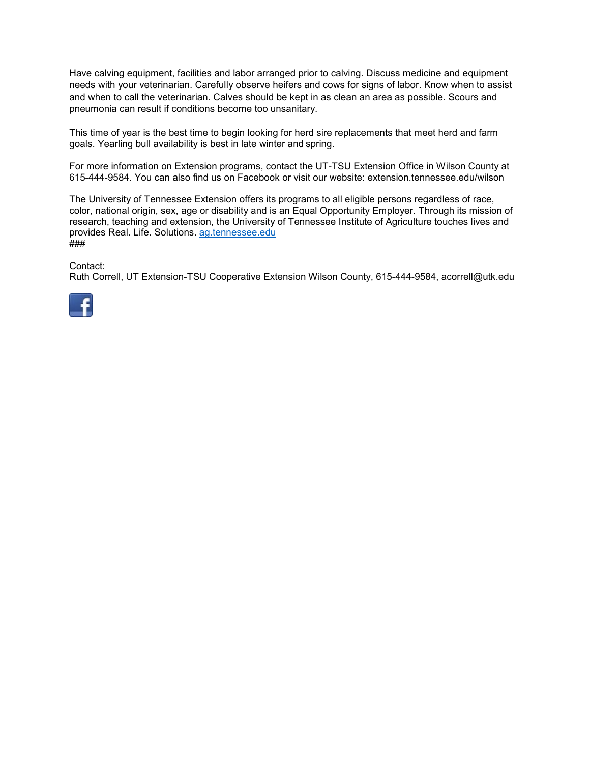Have calving equipment, facilities and labor arranged prior to calving. Discuss medicine and equipment needs with your veterinarian. Carefully observe heifers and cows for signs of labor. Know when to assist and when to call the veterinarian. Calves should be kept in as clean an area as possible. Scours and pneumonia can result if conditions become too unsanitary.

This time of year is the best time to begin looking for herd sire replacements that meet herd and farm goals. Yearling bull availability is best in late winter and spring.

For more information on Extension programs, contact the UT-TSU Extension Office in Wilson County at 615-444-9584. You can also find us on Facebook or visit our website: extension.tennessee.edu/wilson

The University of Tennessee Extension offers its programs to all eligible persons regardless of race, color, national origin, sex, age or disability and is an Equal Opportunity Employer. Through its mission of research, teaching and extension, the University of Tennessee Institute of Agriculture touches lives and provides Real. Life. Solutions. [ag.tennessee.edu](ag.tennessee.edu)

###

Contact:
Ruth Correll, UT Extension-TSU Cooperative Extension Wilson County, 615-444-9584, acorrell@utk.edu